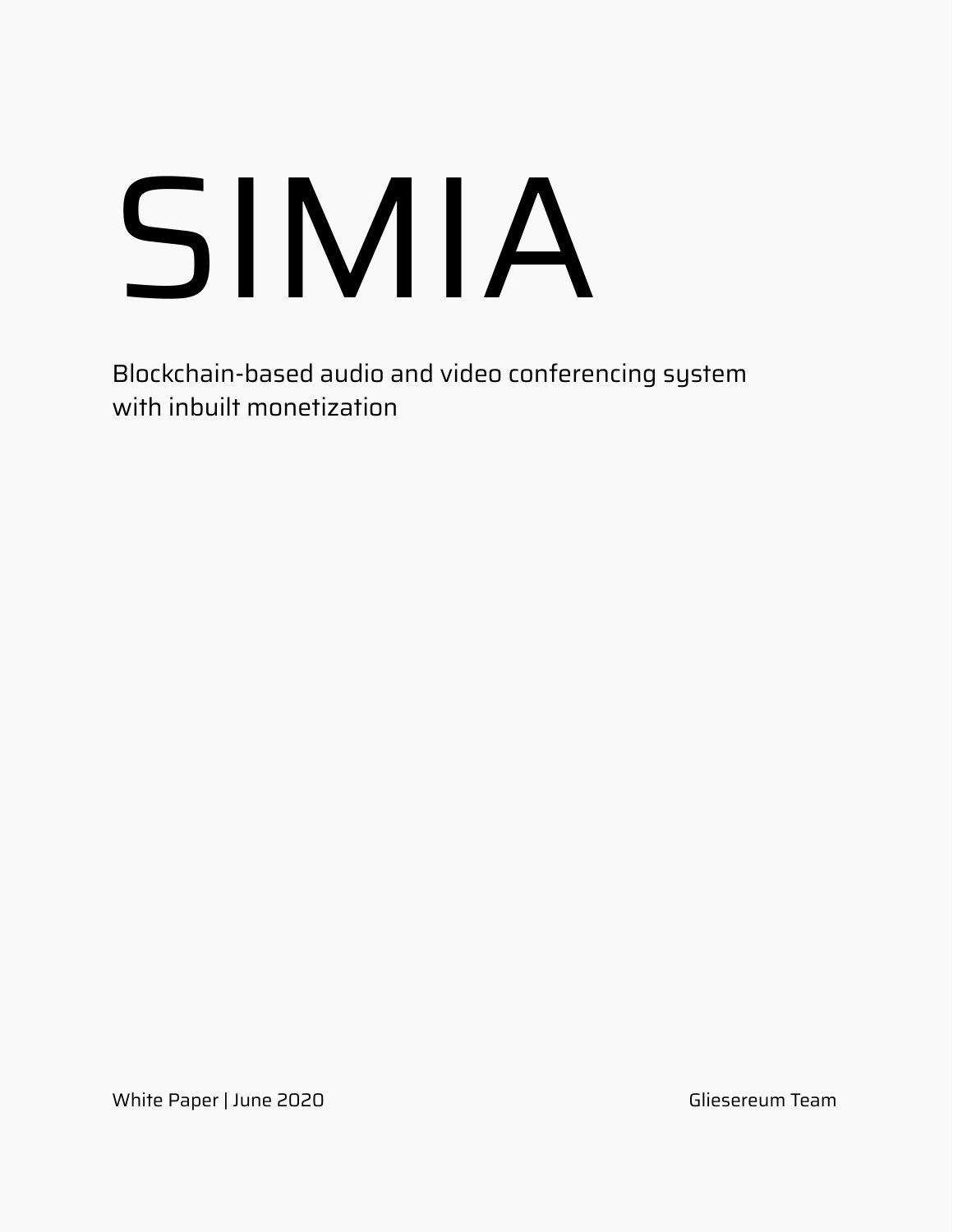# SIMIA

Blockchain-based audio and video conferencing system with inbuilt monetization

White Paper | June 2020

Gliesereum Team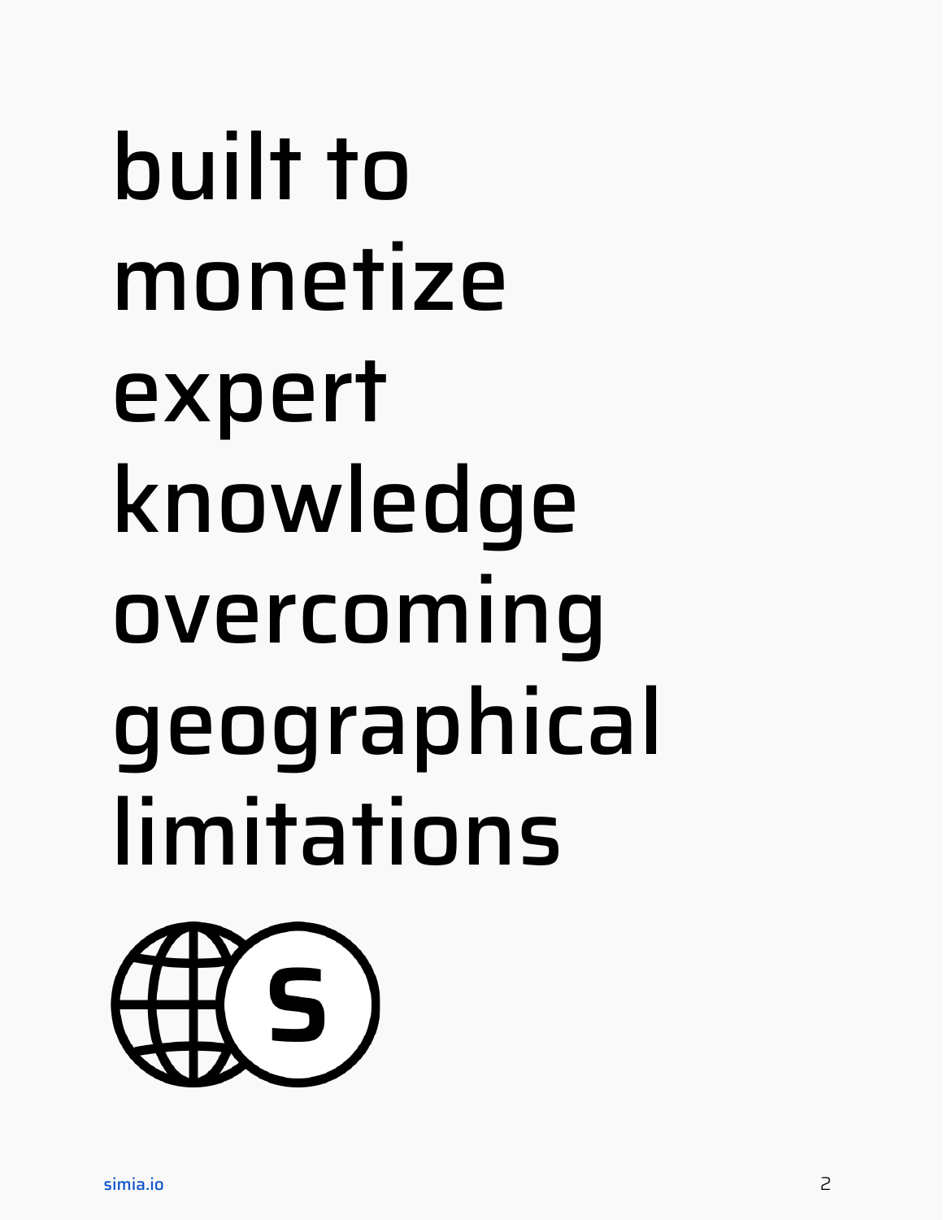# built to monetize expert knowledge overcoming geographical limitations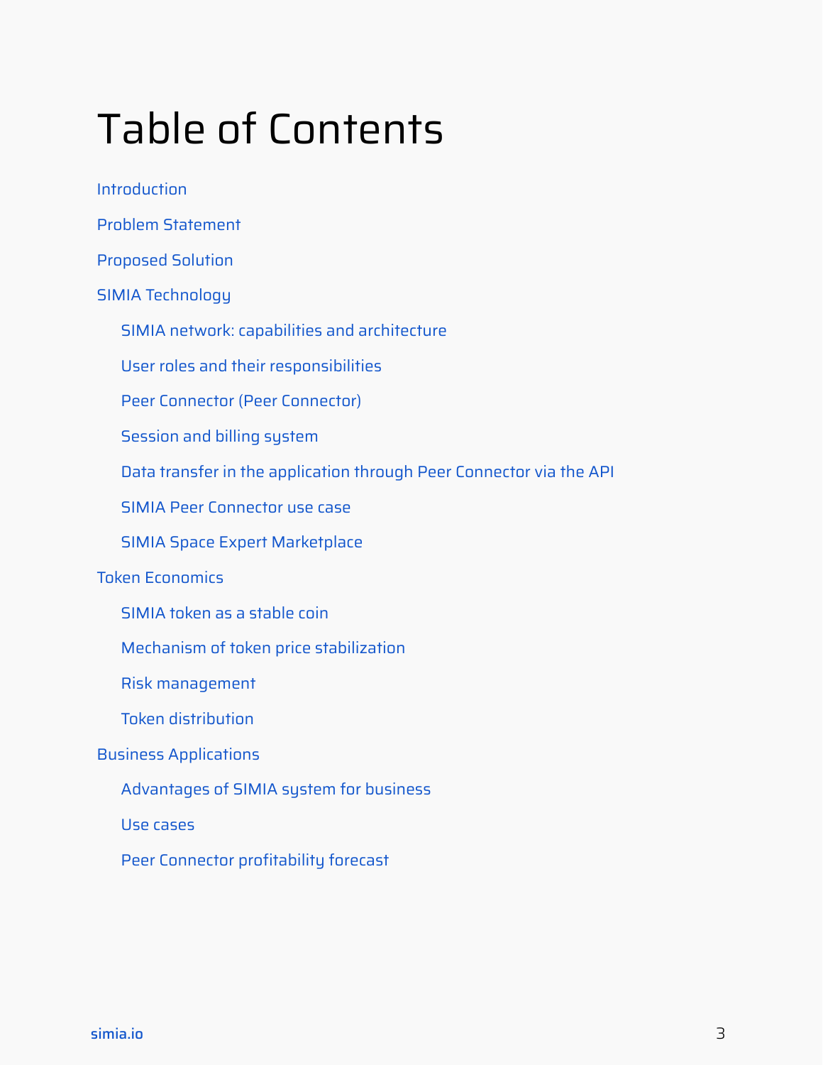# Table of Contents

- Introduction
- Problem Statement
- Proposed Solution
- SIMIA Technology
  - SIMIA network: capabilities and architecture
  - User roles and their responsibilities
  - Peer Connector (Peer Connector)
  - Session and billing system
  - Data transfer in the application through Peer Connector via the API
  - SIMIA Peer Connector use case
  - SIMIA Space Expert Marketplace
- Token Economics
  - SIMIA token as a stable coin
  - Mechanism of token price stabilization
  - Risk management
  - Token distribution
- Business Applications
  - Advantages of SIMIA system for business
  - Use cases
  - Peer Connector profitability forecast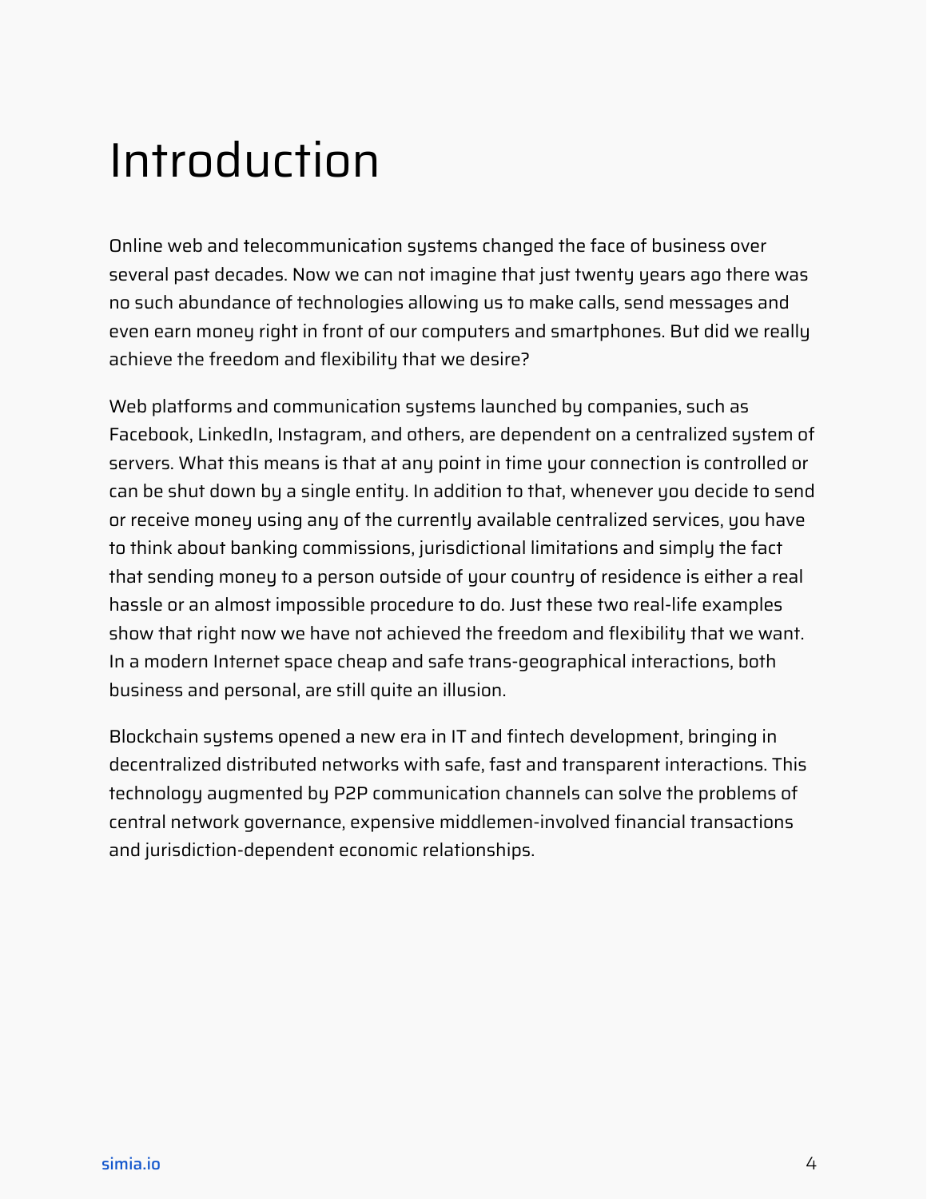# Introduction

Online web and telecommunication systems changed the face of business over several past decades. Now we can not imagine that just twenty years ago there was no such abundance of technologies allowing us to make calls, send messages and even earn money right in front of our computers and smartphones. But did we really achieve the freedom and flexibility that we desire?

Web platforms and communication systems launched by companies, such as Facebook, LinkedIn, Instagram, and others, are dependent on a centralized system of servers. What this means is that at any point in time your connection is controlled or can be shut down by a single entity. In addition to that, whenever you decide to send or receive money using any of the currently available centralized services, you have to think about banking commissions, jurisdictional limitations and simply the fact that sending money to a person outside of your country of residence is either a real hassle or an almost impossible procedure to do. Just these two real-life examples show that right now we have not achieved the freedom and flexibility that we want. In a modern Internet space cheap and safe trans-geographical interactions, both business and personal, are still quite an illusion.

Blockchain systems opened a new era in IT and fintech development, bringing in decentralized distributed networks with safe, fast and transparent interactions. This technology augmented by P2P communication channels can solve the problems of central network governance, expensive middlemen-involved financial transactions and jurisdiction-dependent economic relationships.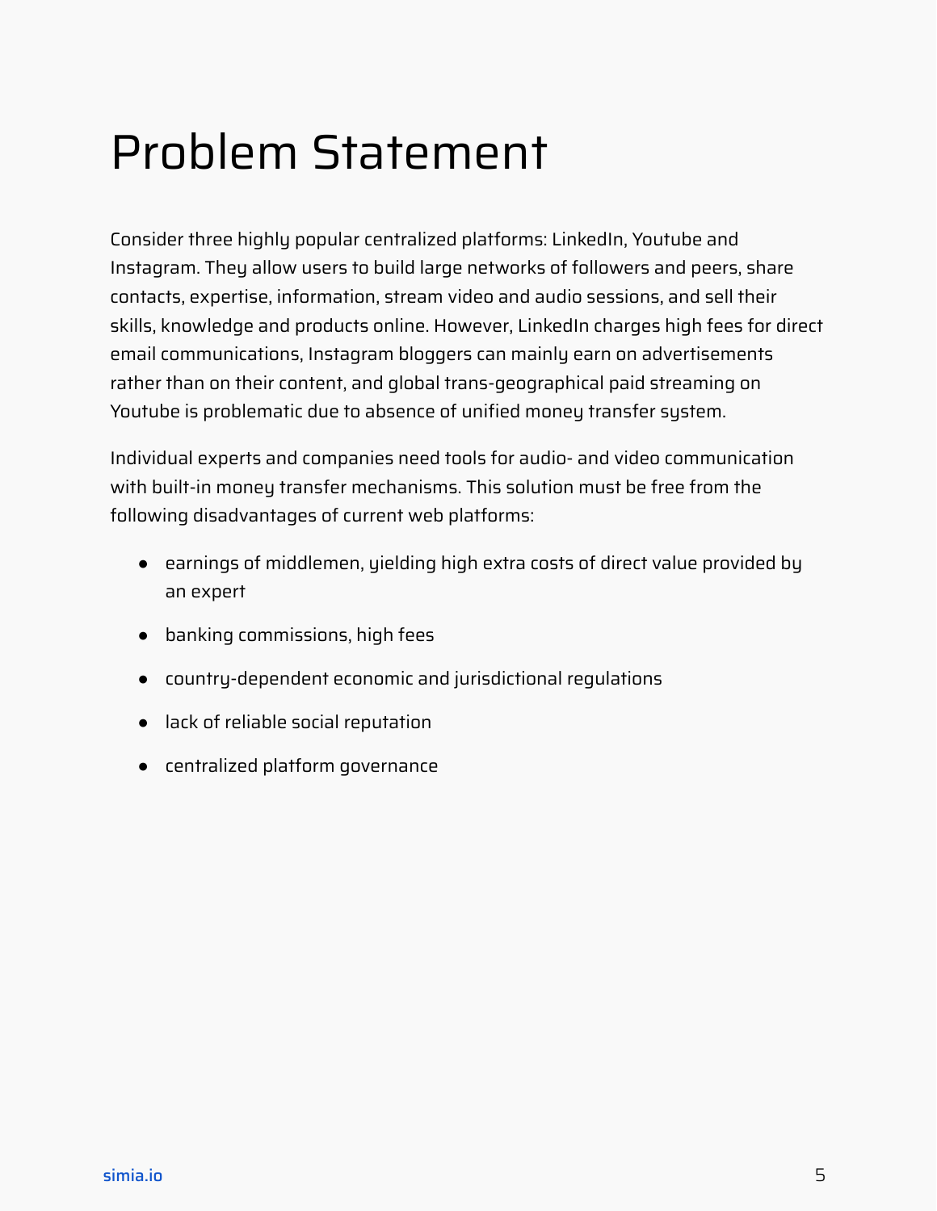# Problem Statement

Consider three highly popular centralized platforms: LinkedIn, Youtube and Instagram. They allow users to build large networks of followers and peers, share contacts, expertise, information, stream video and audio sessions, and sell their skills, knowledge and products online. However, LinkedIn charges high fees for direct email communications, Instagram bloggers can mainly earn on advertisements rather than on their content, and global trans-geographical paid streaming on Youtube is problematic due to absence of unified money transfer system.

Individual experts and companies need tools for audio- and video communication with built-in money transfer mechanisms. This solution must be free from the following disadvantages of current web platforms:

- earnings of middlemen, yielding high extra costs of direct value provided by an expert
- banking commissions, high fees
- country-dependent economic and jurisdictional regulations
- lack of reliable social reputation
- centralized platform governance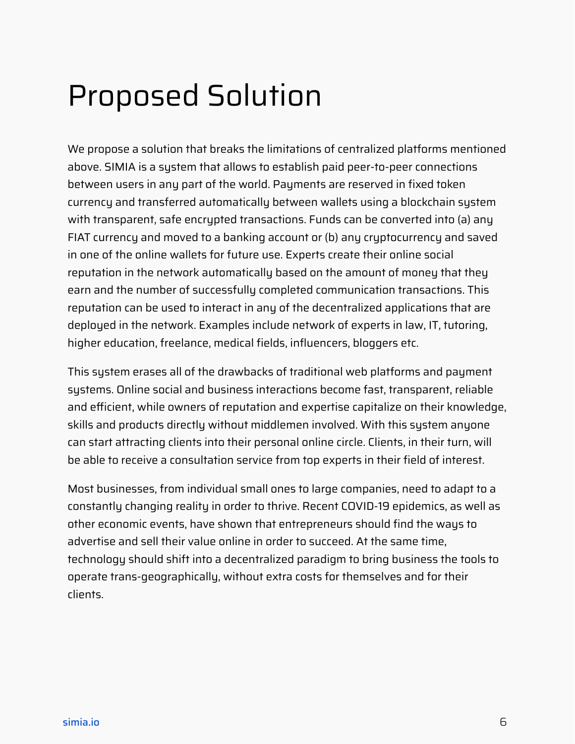# Proposed Solution

We propose a solution that breaks the limitations of centralized platforms mentioned above. SIMIA is a system that allows to establish paid peer-to-peer connections between users in any part of the world. Payments are reserved in fixed token currency and transferred automatically between wallets using a blockchain system with transparent, safe encrypted transactions. Funds can be converted into (a) any FIAT currency and moved to a banking account or (b) any cryptocurrency and saved in one of the online wallets for future use. Experts create their online social reputation in the network automatically based on the amount of money that they earn and the number of successfully completed communication transactions. This reputation can be used to interact in any of the decentralized applications that are deployed in the network. Examples include network of experts in law, IT, tutoring, higher education, freelance, medical fields, influencers, bloggers etc.

This system erases all of the drawbacks of traditional web platforms and payment systems. Online social and business interactions become fast, transparent, reliable and efficient, while owners of reputation and expertise capitalize on their knowledge, skills and products directly without middlemen involved. With this system anyone can start attracting clients into their personal online circle. Clients, in their turn, will be able to receive a consultation service from top experts in their field of interest.

Most businesses, from individual small ones to large companies, need to adapt to a constantly changing reality in order to thrive. Recent COVID-19 epidemics, as well as other economic events, have shown that entrepreneurs should find the ways to advertise and sell their value online in order to succeed. At the same time, technology should shift into a decentralized paradigm to bring business the tools to operate trans-geographically, without extra costs for themselves and for their clients.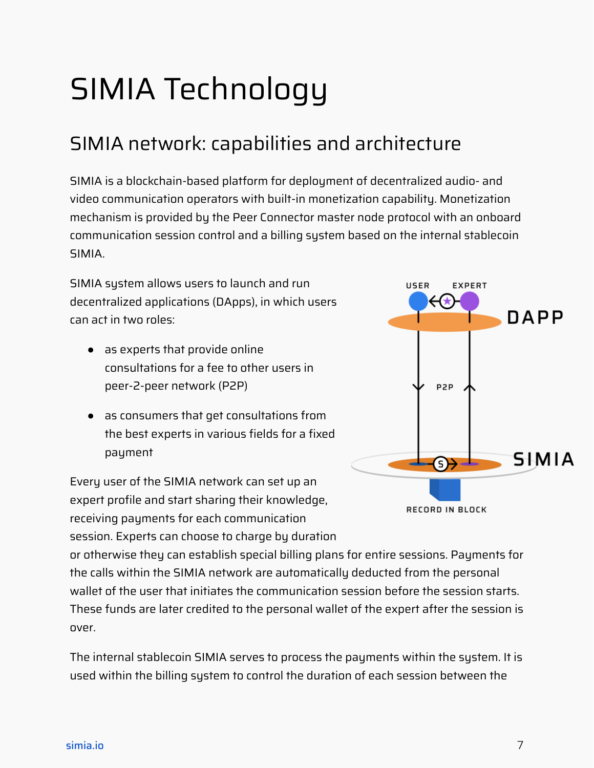# SIMIA Technology

## SIMIA network: capabilities and architecture

SIMIA is a blockchain-based platform for deployment of decentralized audio- and video communication operators with built-in monetization capability. Monetization mechanism is provided by the Peer Connector master node protocol with an onboard communication session control and a billing system based on the internal stablecoin SIMIA.

SIMIA system allows users to launch and run decentralized applications (DApps), in which users can act in two roles:

- as experts that provide online consultations for a fee to other users in peer-2-peer network (P2P)
- as consumers that get consultations from the best experts in various fields for a fixed payment

Every user of the SIMIA network can set up an expert profile and start sharing their knowledge, receiving payments for each communication session. Experts can choose to charge by duration or otherwise they can establish special billing plans for entire sessions. Payments for the calls within the SIMIA network are automatically deducted from the personal wallet of the user that initiates the communication session before the session starts. These funds are later credited to the personal wallet of the expert after the session is over.

The internal stablecoin SIMIA serves to process the payments within the system. It is used within the billing system to control the duration of each session between the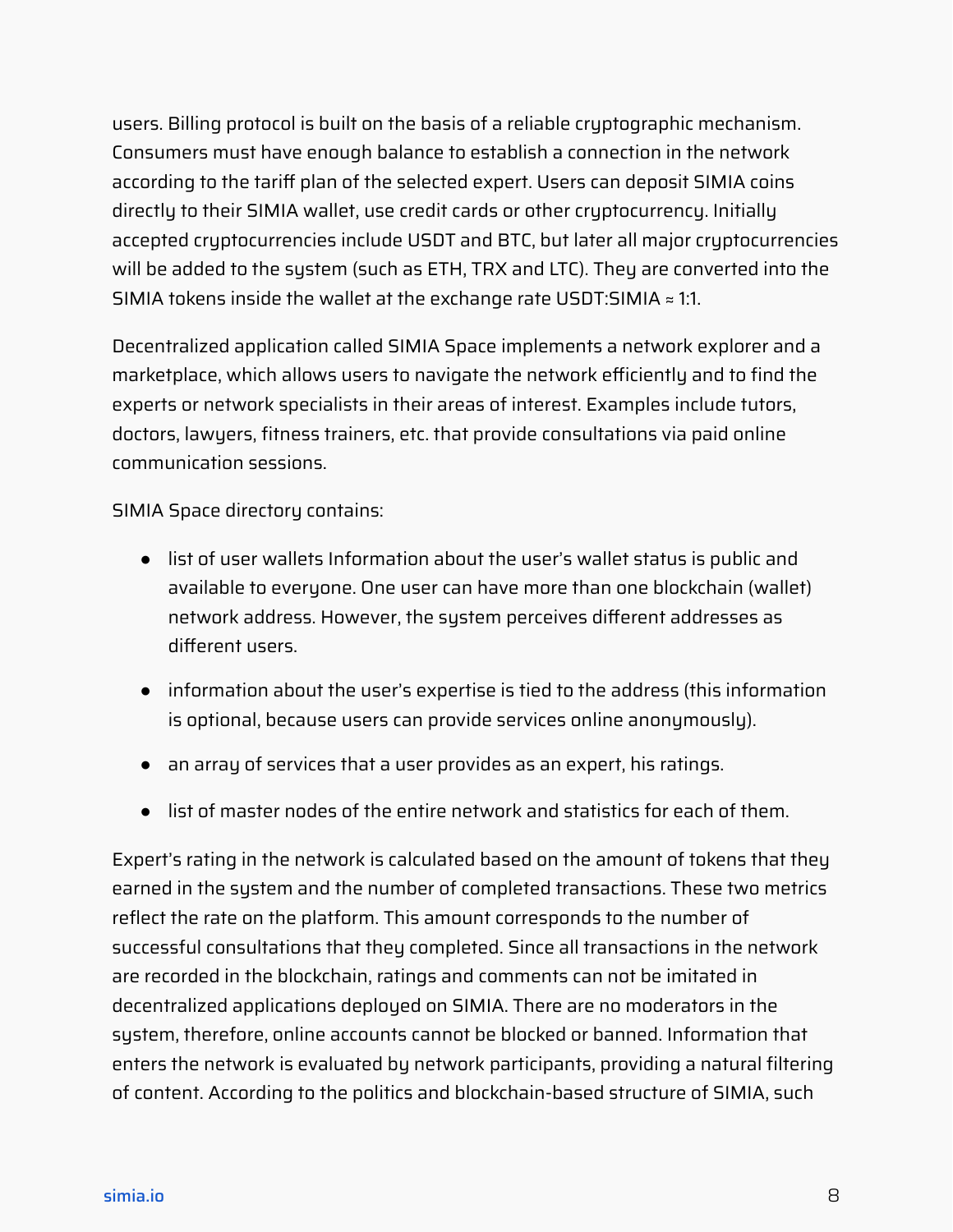users. Billing protocol is built on the basis of a reliable cryptographic mechanism. Consumers must have enough balance to establish a connection in the network according to the tariff plan of the selected expert. Users can deposit SIMIA coins directly to their SIMIA wallet, use credit cards or other cryptocurrency. Initially accepted cryptocurrencies include USDT and BTC, but later all major cryptocurrencies will be added to the system (such as ETH, TRX and LTC). They are converted into the SIMIA tokens inside the wallet at the exchange rate USDT:SIMIA ≈ 1:1.

Decentralized application called SIMIA Space implements a network explorer and a marketplace, which allows users to navigate the network efficiently and to find the experts or network specialists in their areas of interest. Examples include tutors, doctors, lawyers, fitness trainers, etc. that provide consultations via paid online communication sessions.

SIMIA Space directory contains:

- list of user wallets Information about the user's wallet status is public and available to everyone. One user can have more than one blockchain (wallet) network address. However, the system perceives different addresses as different users.
- information about the user's expertise is tied to the address (this information is optional, because users can provide services online anonymously).
- an array of services that a user provides as an expert, his ratings.
- list of master nodes of the entire network and statistics for each of them.

Expert's rating in the network is calculated based on the amount of tokens that they earned in the system and the number of completed transactions. These two metrics reflect the rate on the platform. This amount corresponds to the number of successful consultations that they completed. Since all transactions in the network are recorded in the blockchain, ratings and comments can not be imitated in decentralized applications deployed on SIMIA. There are no moderators in the system, therefore, online accounts cannot be blocked or banned. Information that enters the network is evaluated by network participants, providing a natural filtering of content. According to the politics and blockchain-based structure of SIMIA, such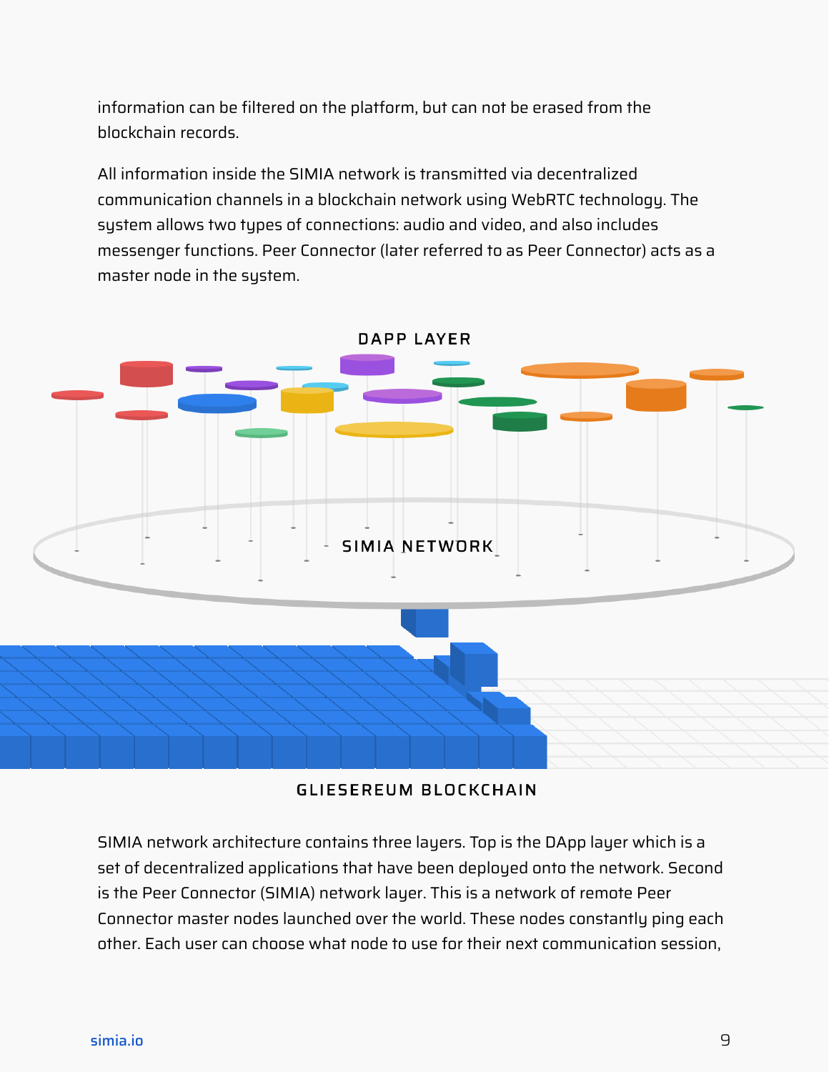information can be filtered on the platform, but can not be erased from the blockchain records.

All information inside the SIMIA network is transmitted via decentralized communication channels in a blockchain network using WebRTC technology. The system allows two types of connections: audio and video, and also includes messenger functions. Peer Connector (later referred to as Peer Connector) acts as a master node in the system.

DAPP LAYER

SIMIA NETWORK

GLIESEREUM BLOCKCHAIN

SIMIA network architecture contains three layers. Top is the DApp layer which is a set of decentralized applications that have been deployed onto the network. Second is the Peer Connector (SIMIA) network layer. This is a network of remote Peer Connector master nodes launched over the world. These nodes constantly ping each other. Each user can choose what node to use for their next communication session,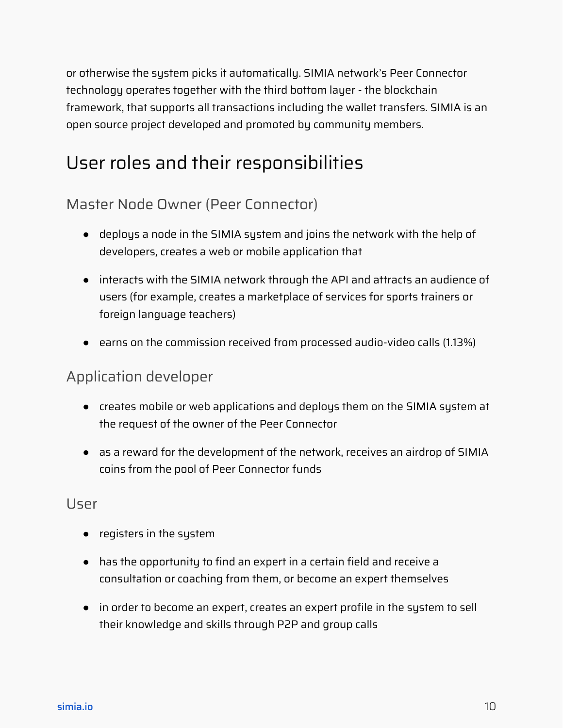or otherwise the system picks it automatically. SIMIA network's Peer Connector technology operates together with the third bottom layer - the blockchain framework, that supports all transactions including the wallet transfers. SIMIA is an open source project developed and promoted by community members.

## User roles and their responsibilities

### Master Node Owner (Peer Connector)

- deploys a node in the SIMIA system and joins the network with the help of developers, creates a web or mobile application that
- interacts with the SIMIA network through the API and attracts an audience of users (for example, creates a marketplace of services for sports trainers or foreign language teachers)
- earns on the commission received from processed audio-video calls (1.13%)

### Application developer

- creates mobile or web applications and deploys them on the SIMIA system at the request of the owner of the Peer Connector
- as a reward for the development of the network, receives an airdrop of SIMIA coins from the pool of Peer Connector funds

### User

- registers in the system
- has the opportunity to find an expert in a certain field and receive a consultation or coaching from them, or become an expert themselves
- in order to become an expert, creates an expert profile in the system to sell their knowledge and skills through P2P and group calls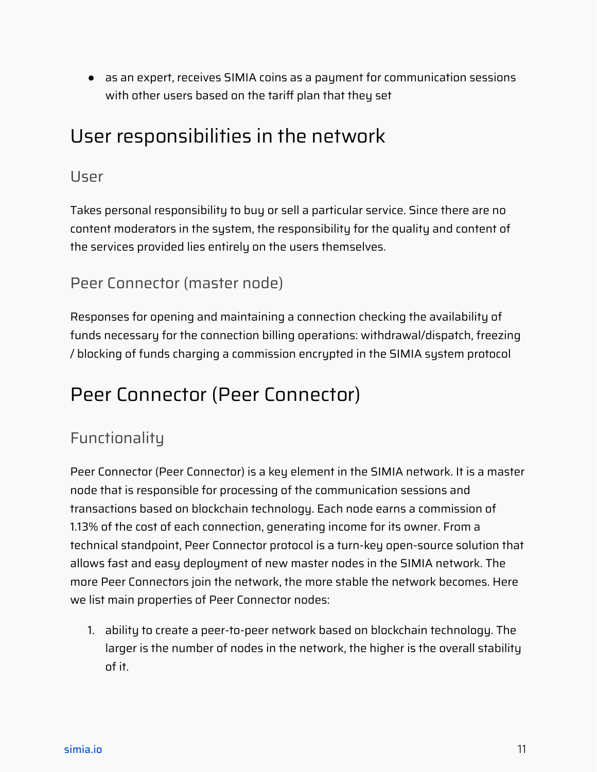- as an expert, receives SIMIA coins as a payment for communication sessions with other users based on the tariff plan that they set

# User responsibilities in the network

## User

Takes personal responsibility to buy or sell a particular service. Since there are no content moderators in the system, the responsibility for the quality and content of the services provided lies entirely on the users themselves.

## Peer Connector (master node)

Responses for opening and maintaining a connection checking the availability of funds necessary for the connection billing operations: withdrawal/dispatch, freezing / blocking of funds charging a commission encrypted in the SIMIA system protocol

# Peer Connector (Peer Connector)

## Functionality

Peer Connector (Peer Connector) is a key element in the SIMIA network. It is a master node that is responsible for processing of the communication sessions and transactions based on blockchain technology. Each node earns a commission of 1.13% of the cost of each connection, generating income for its owner. From a technical standpoint, Peer Connector protocol is a turn-key open-source solution that allows fast and easy deployment of new master nodes in the SIMIA network. The more Peer Connectors join the network, the more stable the network becomes. Here we list main properties of Peer Connector nodes:

1. ability to create a peer-to-peer network based on blockchain technology. The larger is the number of nodes in the network, the higher is the overall stability of it.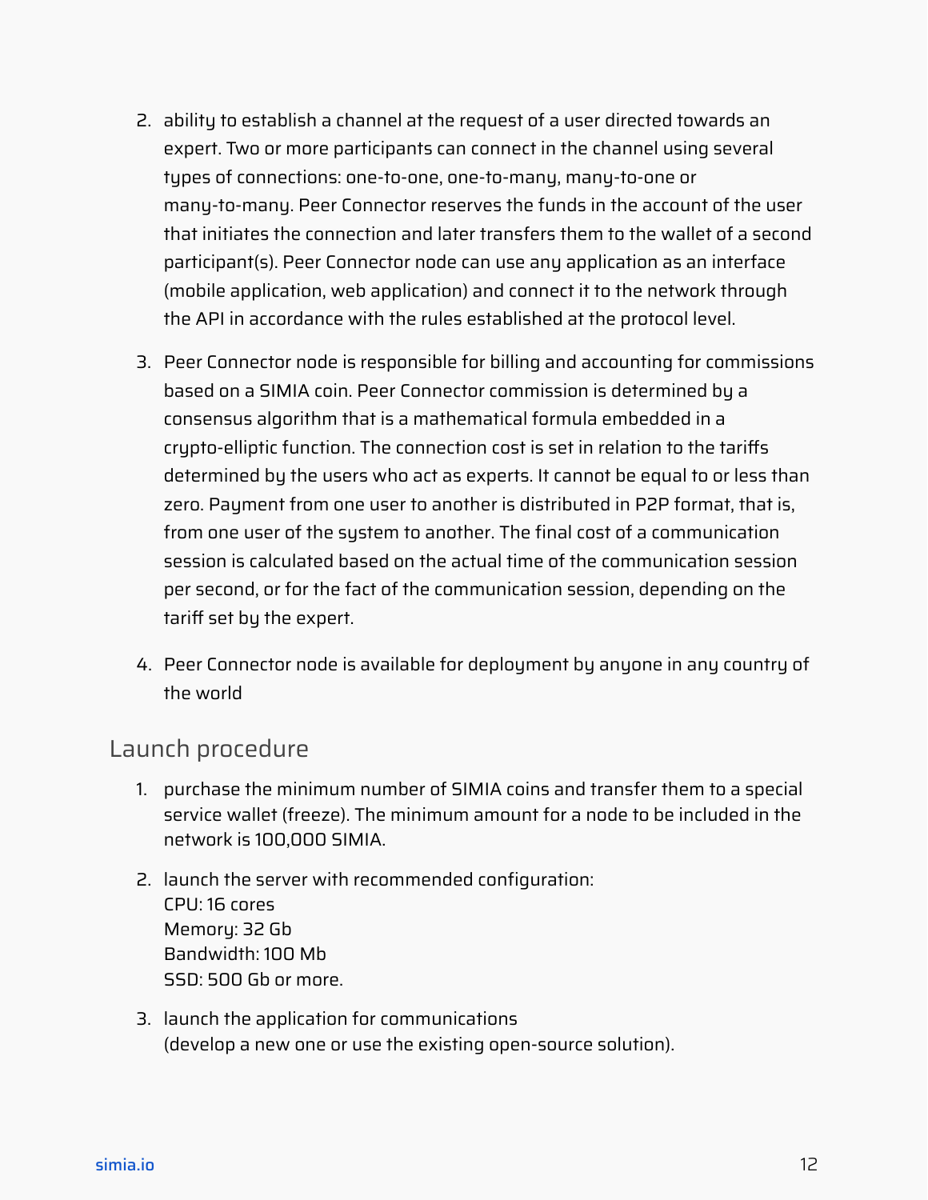2. ability to establish a channel at the request of a user directed towards an expert. Two or more participants can connect in the channel using several types of connections: one-to-one, one-to-many, many-to-one or many-to-many. Peer Connector reserves the funds in the account of the user that initiates the connection and later transfers them to the wallet of a second participant(s). Peer Connector node can use any application as an interface (mobile application, web application) and connect it to the network through the API in accordance with the rules established at the protocol level.

3. Peer Connector node is responsible for billing and accounting for commissions based on a SIMIA coin. Peer Connector commission is determined by a consensus algorithm that is a mathematical formula embedded in a crypto-elliptic function. The connection cost is set in relation to the tariffs determined by the users who act as experts. It cannot be equal to or less than zero. Payment from one user to another is distributed in P2P format, that is, from one user of the system to another. The final cost of a communication session is calculated based on the actual time of the communication session per second, or for the fact of the communication session, depending on the tariff set by the expert.

4. Peer Connector node is available for deployment by anyone in any country of the world

## Launch procedure

1. purchase the minimum number of SIMIA coins and transfer them to a special service wallet (freeze). The minimum amount for a node to be included in the network is 100,000 SIMIA.

2. launch the server with recommended configuration:  
   CPU: 16 cores  
   Memory: 32 Gb  
   Bandwidth: 100 Mb  
   SSD: 500 Gb or more.

3. launch the application for communications  
   (develop a new one or use the existing open-source solution).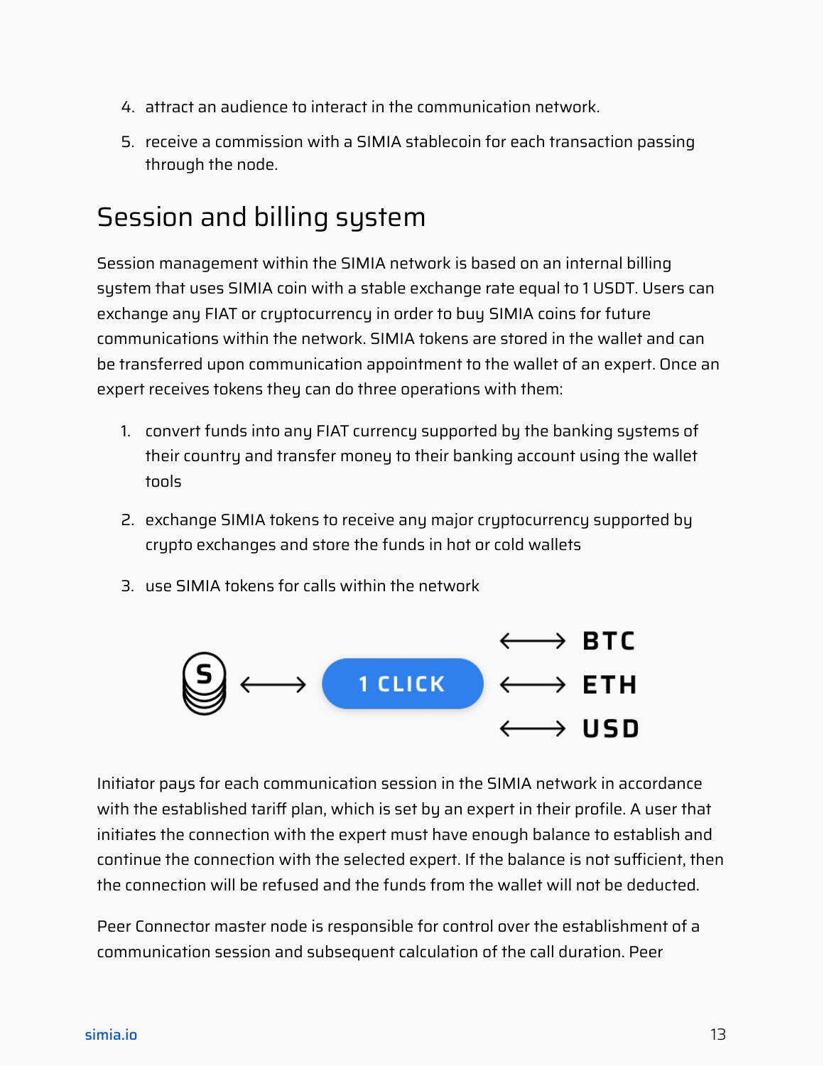4. attract an audience to interact in the communication network.
5. receive a commission with a SIMIA stablecoin for each transaction passing through the node.

## Session and billing system

Session management within the SIMIA network is based on an internal billing system that uses SIMIA coin with a stable exchange rate equal to 1 USDT. Users can exchange any FIAT or cryptocurrency in order to buy SIMIA coins for future communications within the network. SIMIA tokens are stored in the wallet and can be transferred upon communication appointment to the wallet of an expert. Once an expert receives tokens they can do three operations with them:

1. convert funds into any FIAT currency supported by the banking systems of their country and transfer money to their banking account using the wallet tools
2. exchange SIMIA tokens to receive any major cryptocurrency supported by crypto exchanges and store the funds in hot or cold wallets
3. use SIMIA tokens for calls within the network

Initiator pays for each communication session in the SIMIA network in accordance with the established tariff plan, which is set by an expert in their profile. A user that initiates the connection with the expert must have enough balance to establish and continue the connection with the selected expert. If the balance is not sufficient, then the connection will be refused and the funds from the wallet will not be deducted.

Peer Connector master node is responsible for control over the establishment of a communication session and subsequent calculation of the call duration. Peer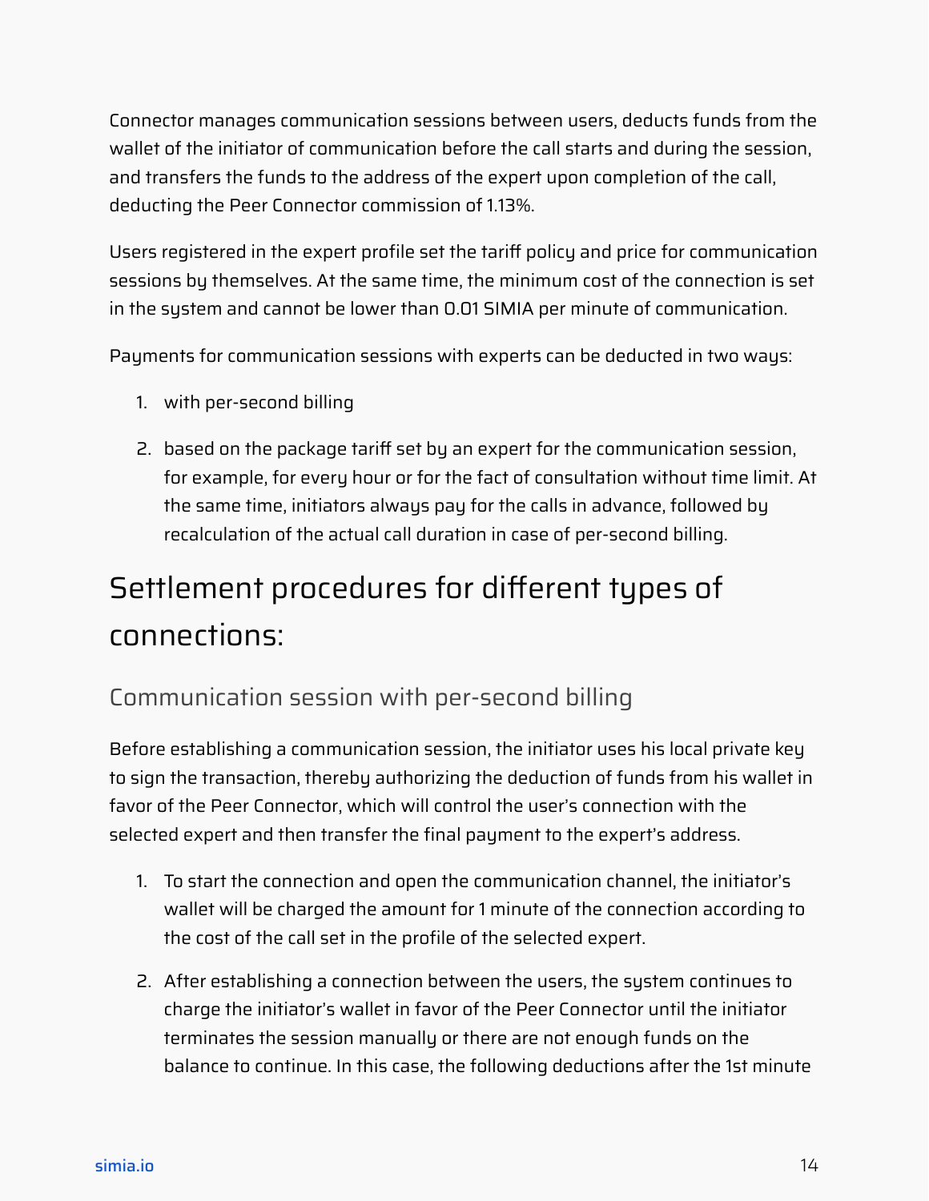Connector manages communication sessions between users, deducts funds from the wallet of the initiator of communication before the call starts and during the session, and transfers the funds to the address of the expert upon completion of the call, deducting the Peer Connector commission of 1.13%.

Users registered in the expert profile set the tariff policy and price for communication sessions by themselves. At the same time, the minimum cost of the connection is set in the system and cannot be lower than 0.01 SIMIA per minute of communication.

Payments for communication sessions with experts can be deducted in two ways:

1. with per-second billing
2. based on the package tariff set by an expert for the communication session, for example, for every hour or for the fact of consultation without time limit. At the same time, initiators always pay for the calls in advance, followed by recalculation of the actual call duration in case of per-second billing.

# Settlement procedures for different types of connections:

## Communication session with per-second billing

Before establishing a communication session, the initiator uses his local private key to sign the transaction, thereby authorizing the deduction of funds from his wallet in favor of the Peer Connector, which will control the user's connection with the selected expert and then transfer the final payment to the expert's address.

1. To start the connection and open the communication channel, the initiator's wallet will be charged the amount for 1 minute of the connection according to the cost of the call set in the profile of the selected expert.
2. After establishing a connection between the users, the system continues to charge the initiator's wallet in favor of the Peer Connector until the initiator terminates the session manually or there are not enough funds on the balance to continue. In this case, the following deductions after the 1st minute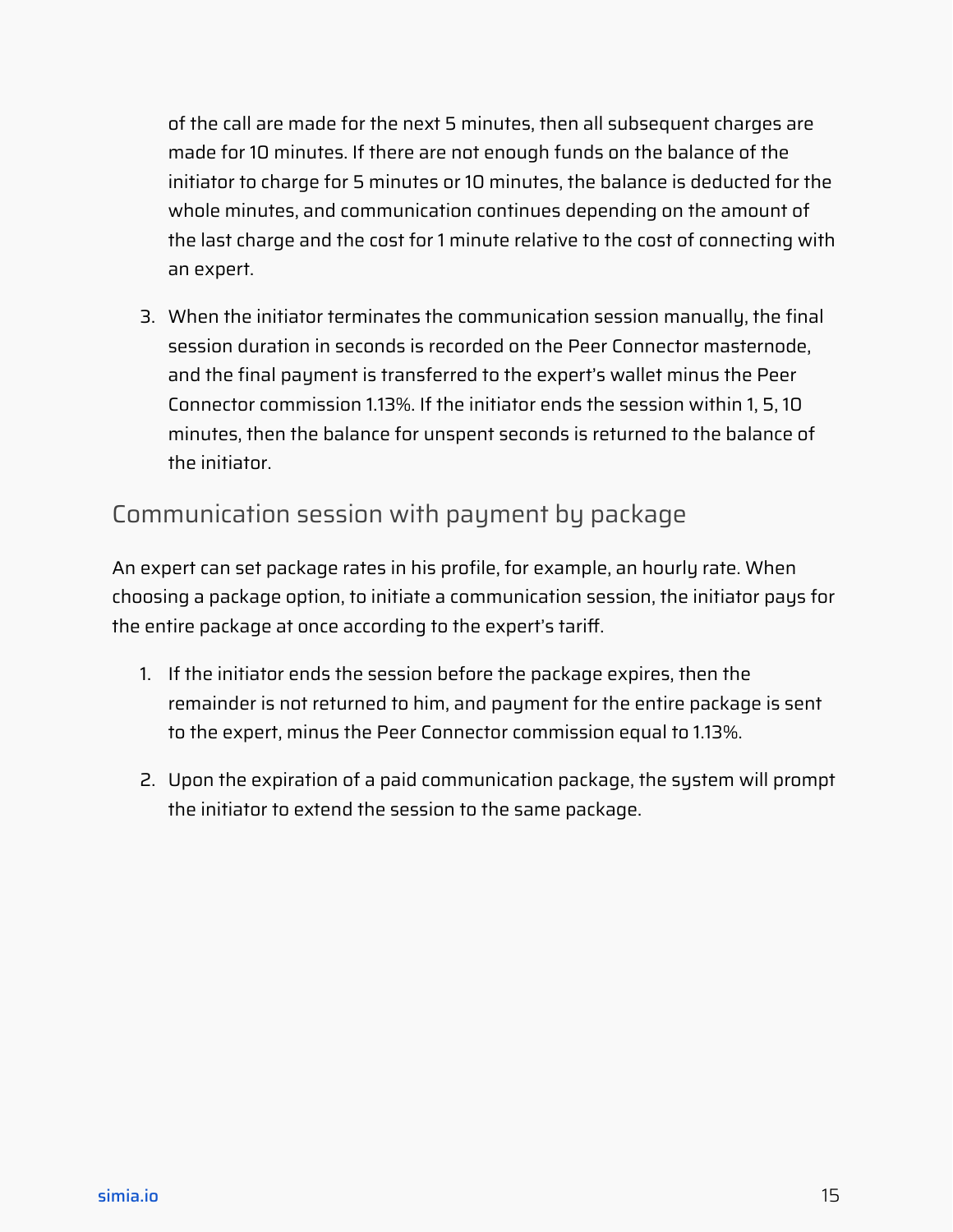of the call are made for the next 5 minutes, then all subsequent charges are made for 10 minutes. If there are not enough funds on the balance of the initiator to charge for 5 minutes or 10 minutes, the balance is deducted for the whole minutes, and communication continues depending on the amount of the last charge and the cost for 1 minute relative to the cost of connecting with an expert.

3. When the initiator terminates the communication session manually, the final session duration in seconds is recorded on the Peer Connector masternode, and the final payment is transferred to the expert's wallet minus the Peer Connector commission 1.13%. If the initiator ends the session within 1, 5, 10 minutes, then the balance for unspent seconds is returned to the balance of the initiator.

## Communication session with payment by package

An expert can set package rates in his profile, for example, an hourly rate. When choosing a package option, to initiate a communication session, the initiator pays for the entire package at once according to the expert's tariff.

1. If the initiator ends the session before the package expires, then the remainder is not returned to him, and payment for the entire package is sent to the expert, minus the Peer Connector commission equal to 1.13%.
2. Upon the expiration of a paid communication package, the system will prompt the initiator to extend the session to the same package.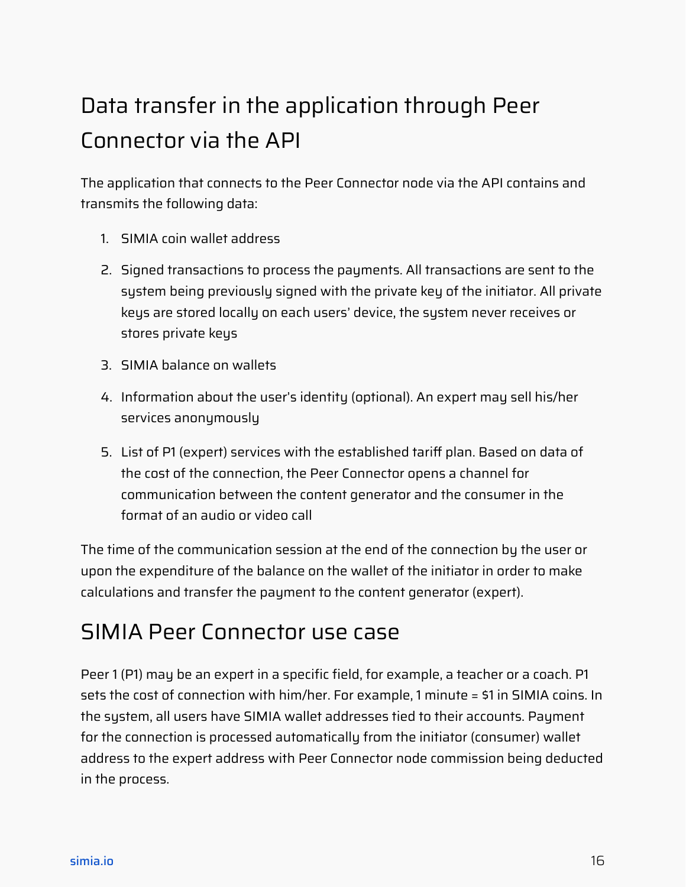## Data transfer in the application through Peer Connector via the API

The application that connects to the Peer Connector node via the API contains and transmits the following data:

1. SIMIA coin wallet address
2. Signed transactions to process the payments. All transactions are sent to the system being previously signed with the private key of the initiator. All private keys are stored locally on each users' device, the system never receives or stores private keys
3. SIMIA balance on wallets
4. Information about the user's identity (optional). An expert may sell his/her services anonymously
5. List of P1 (expert) services with the established tariff plan. Based on data of the cost of the connection, the Peer Connector opens a channel for communication between the content generator and the consumer in the format of an audio or video call

The time of the communication session at the end of the connection by the user or upon the expenditure of the balance on the wallet of the initiator in order to make calculations and transfer the payment to the content generator (expert).

## SIMIA Peer Connector use case

Peer 1 (P1) may be an expert in a specific field, for example, a teacher or a coach. P1 sets the cost of connection with him/her. For example, 1 minute = $1 in SIMIA coins. In the system, all users have SIMIA wallet addresses tied to their accounts. Payment for the connection is processed automatically from the initiator (consumer) wallet address to the expert address with Peer Connector node commission being deducted in the process.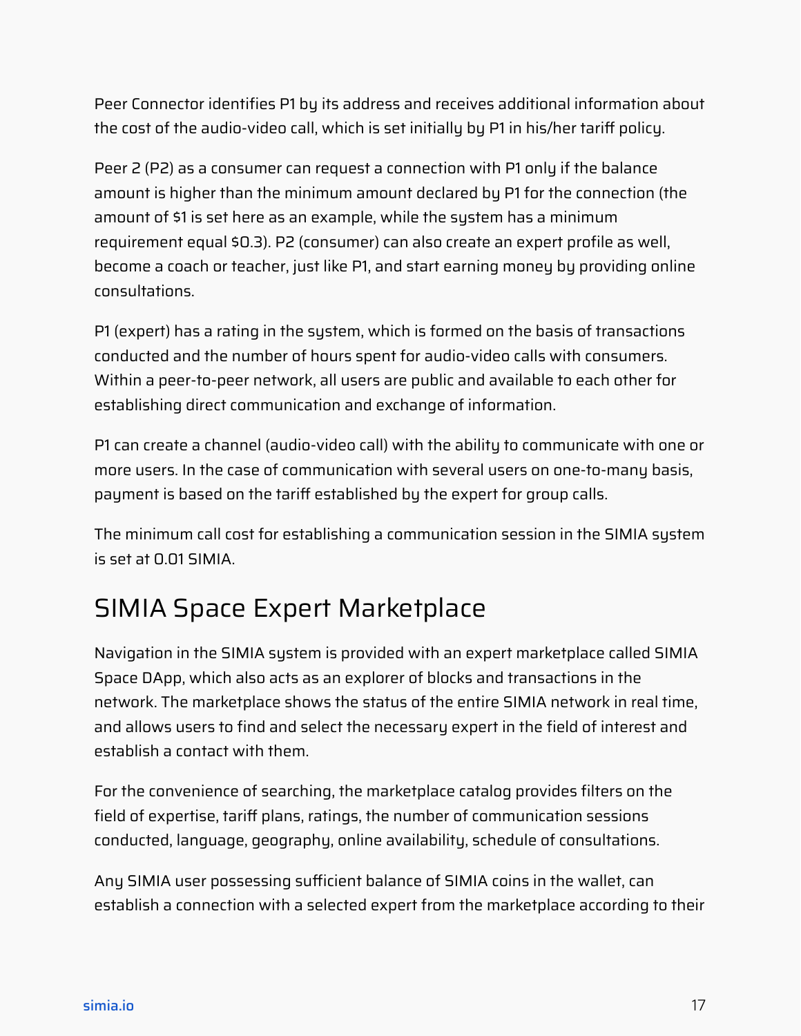Peer Connector identifies P1 by its address and receives additional information about the cost of the audio-video call, which is set initially by P1 in his/her tariff policy.

Peer 2 (P2) as a consumer can request a connection with P1 only if the balance amount is higher than the minimum amount declared by P1 for the connection (the amount of $1 is set here as an example, while the system has a minimum requirement equal $0.3). P2 (consumer) can also create an expert profile as well, become a coach or teacher, just like P1, and start earning money by providing online consultations.

P1 (expert) has a rating in the system, which is formed on the basis of transactions conducted and the number of hours spent for audio-video calls with consumers. Within a peer-to-peer network, all users are public and available to each other for establishing direct communication and exchange of information.

P1 can create a channel (audio-video call) with the ability to communicate with one or more users. In the case of communication with several users on one-to-many basis, payment is based on the tariff established by the expert for group calls.

The minimum call cost for establishing a communication session in the SIMIA system is set at 0.01 SIMIA.

## SIMIA Space Expert Marketplace

Navigation in the SIMIA system is provided with an expert marketplace called SIMIA Space DApp, which also acts as an explorer of blocks and transactions in the network. The marketplace shows the status of the entire SIMIA network in real time, and allows users to find and select the necessary expert in the field of interest and establish a contact with them.

For the convenience of searching, the marketplace catalog provides filters on the field of expertise, tariff plans, ratings, the number of communication sessions conducted, language, geography, online availability, schedule of consultations.

Any SIMIA user possessing sufficient balance of SIMIA coins in the wallet, can establish a connection with a selected expert from the marketplace according to their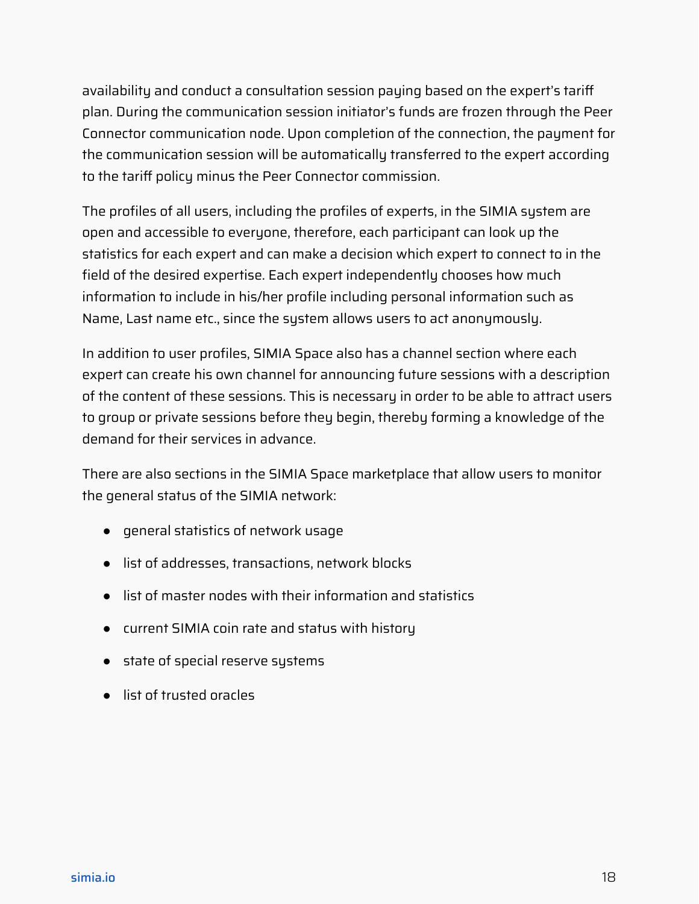availability and conduct a consultation session paying based on the expert's tariff plan. During the communication session initiator's funds are frozen through the Peer Connector communication node. Upon completion of the connection, the payment for the communication session will be automatically transferred to the expert according to the tariff policy minus the Peer Connector commission.

The profiles of all users, including the profiles of experts, in the SIMIA system are open and accessible to everyone, therefore, each participant can look up the statistics for each expert and can make a decision which expert to connect to in the field of the desired expertise. Each expert independently chooses how much information to include in his/her profile including personal information such as Name, Last name etc., since the system allows users to act anonymously.

In addition to user profiles, SIMIA Space also has a channel section where each expert can create his own channel for announcing future sessions with a description of the content of these sessions. This is necessary in order to be able to attract users to group or private sessions before they begin, thereby forming a knowledge of the demand for their services in advance.

There are also sections in the SIMIA Space marketplace that allow users to monitor the general status of the SIMIA network:

- general statistics of network usage
- list of addresses, transactions, network blocks
- list of master nodes with their information and statistics
- current SIMIA coin rate and status with history
- state of special reserve systems
- list of trusted oracles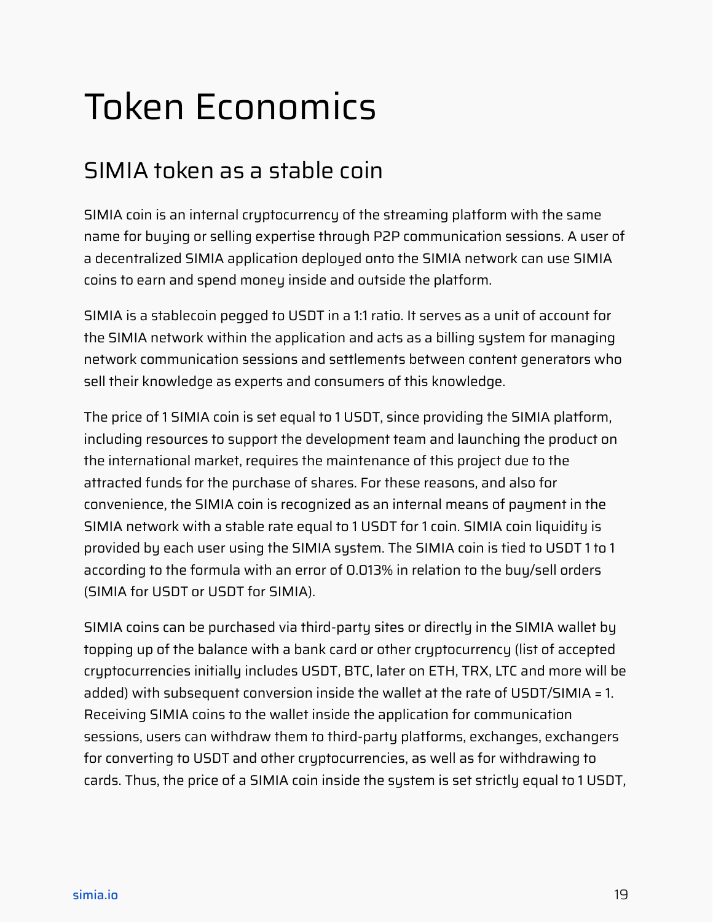# Token Economics

## SIMIA token as a stable coin

SIMIA coin is an internal cryptocurrency of the streaming platform with the same name for buying or selling expertise through P2P communication sessions. A user of a decentralized SIMIA application deployed onto the SIMIA network can use SIMIA coins to earn and spend money inside and outside the platform.

SIMIA is a stablecoin pegged to USDT in a 1:1 ratio. It serves as a unit of account for the SIMIA network within the application and acts as a billing system for managing network communication sessions and settlements between content generators who sell their knowledge as experts and consumers of this knowledge.

The price of 1 SIMIA coin is set equal to 1 USDT, since providing the SIMIA platform, including resources to support the development team and launching the product on the international market, requires the maintenance of this project due to the attracted funds for the purchase of shares. For these reasons, and also for convenience, the SIMIA coin is recognized as an internal means of payment in the SIMIA network with a stable rate equal to 1 USDT for 1 coin. SIMIA coin liquidity is provided by each user using the SIMIA system. The SIMIA coin is tied to USDT 1 to 1 according to the formula with an error of 0.013% in relation to the buy/sell orders (SIMIA for USDT or USDT for SIMIA).

SIMIA coins can be purchased via third-party sites or directly in the SIMIA wallet by topping up of the balance with a bank card or other cryptocurrency (list of accepted cryptocurrencies initially includes USDT, BTC, later on ETH, TRX, LTC and more will be added) with subsequent conversion inside the wallet at the rate of USDT/SIMIA = 1. Receiving SIMIA coins to the wallet inside the application for communication sessions, users can withdraw them to third-party platforms, exchanges, exchangers for converting to USDT and other cryptocurrencies, as well as for withdrawing to cards. Thus, the price of a SIMIA coin inside the system is set strictly equal to 1 USDT,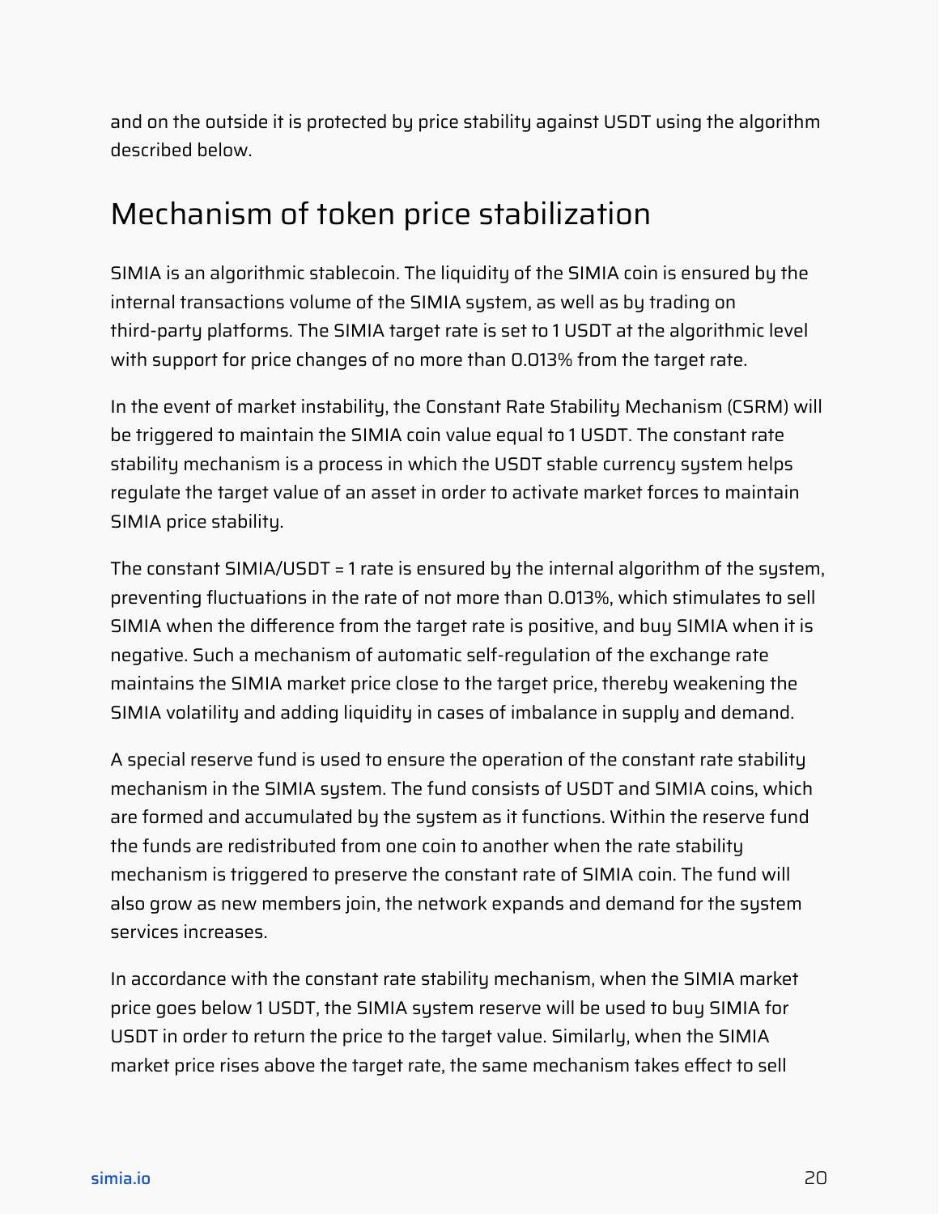and on the outside it is protected by price stability against USDT using the algorithm described below.

## Mechanism of token price stabilization

SIMIA is an algorithmic stablecoin. The liquidity of the SIMIA coin is ensured by the internal transactions volume of the SIMIA system, as well as by trading on third-party platforms. The SIMIA target rate is set to 1 USDT at the algorithmic level with support for price changes of no more than 0.013% from the target rate.

In the event of market instability, the Constant Rate Stability Mechanism (CSRM) will be triggered to maintain the SIMIA coin value equal to 1 USDT. The constant rate stability mechanism is a process in which the USDT stable currency system helps regulate the target value of an asset in order to activate market forces to maintain SIMIA price stability.

The constant SIMIA/USDT = 1 rate is ensured by the internal algorithm of the system, preventing fluctuations in the rate of not more than 0.013%, which stimulates to sell SIMIA when the difference from the target rate is positive, and buy SIMIA when it is negative. Such a mechanism of automatic self-regulation of the exchange rate maintains the SIMIA market price close to the target price, thereby weakening the SIMIA volatility and adding liquidity in cases of imbalance in supply and demand.

A special reserve fund is used to ensure the operation of the constant rate stability mechanism in the SIMIA system. The fund consists of USDT and SIMIA coins, which are formed and accumulated by the system as it functions. Within the reserve fund the funds are redistributed from one coin to another when the rate stability mechanism is triggered to preserve the constant rate of SIMIA coin. The fund will also grow as new members join, the network expands and demand for the system services increases.

In accordance with the constant rate stability mechanism, when the SIMIA market price goes below 1 USDT, the SIMIA system reserve will be used to buy SIMIA for USDT in order to return the price to the target value. Similarly, when the SIMIA market price rises above the target rate, the same mechanism takes effect to sell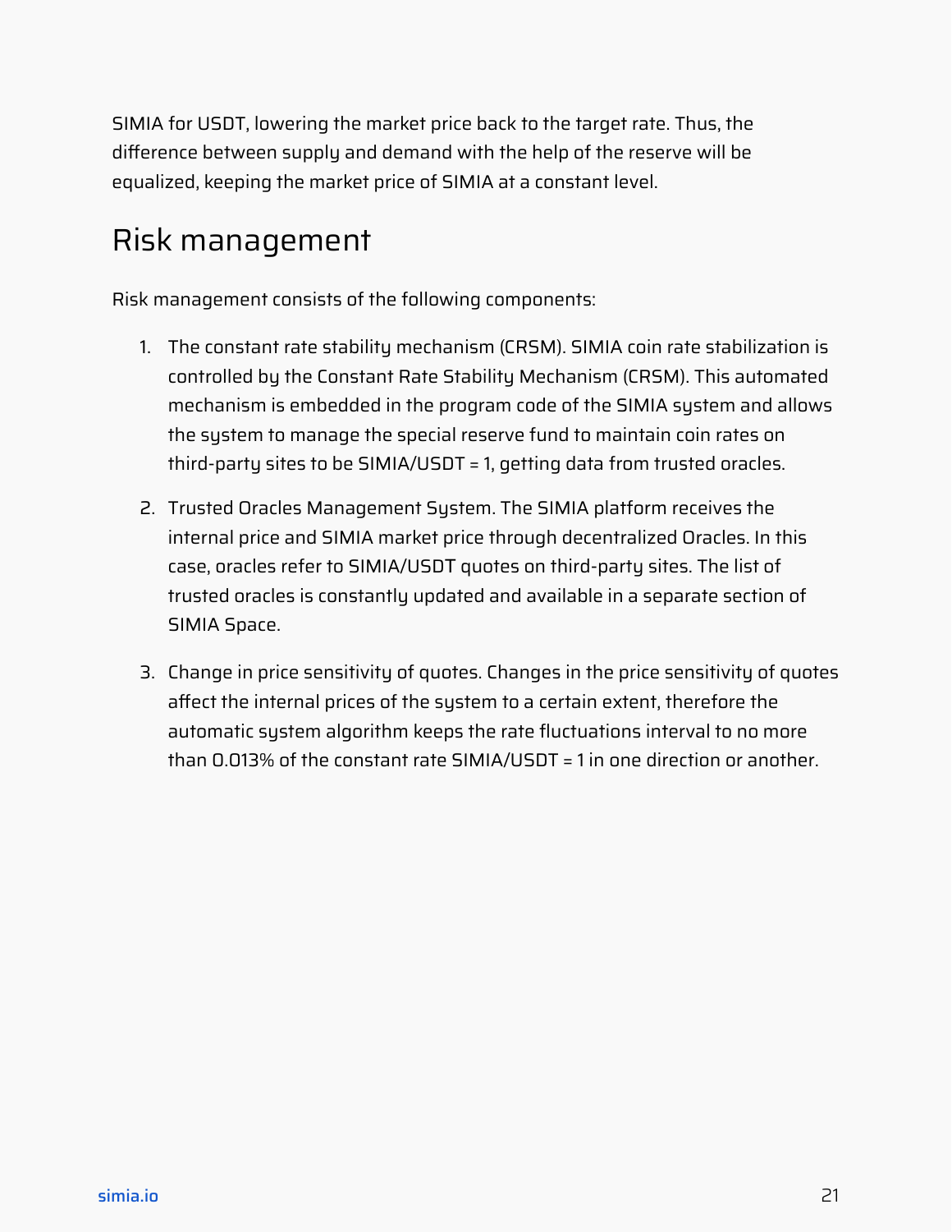SIMIA for USDT, lowering the market price back to the target rate. Thus, the difference between supply and demand with the help of the reserve will be equalized, keeping the market price of SIMIA at a constant level.

## Risk management

Risk management consists of the following components:

1. The constant rate stability mechanism (CRSM). SIMIA coin rate stabilization is controlled by the Constant Rate Stability Mechanism (CRSM). This automated mechanism is embedded in the program code of the SIMIA system and allows the system to manage the special reserve fund to maintain coin rates on third-party sites to be SIMIA/USDT = 1, getting data from trusted oracles.

2. Trusted Oracles Management System. The SIMIA platform receives the internal price and SIMIA market price through decentralized Oracles. In this case, oracles refer to SIMIA/USDT quotes on third-party sites. The list of trusted oracles is constantly updated and available in a separate section of SIMIA Space.

3. Change in price sensitivity of quotes. Changes in the price sensitivity of quotes affect the internal prices of the system to a certain extent, therefore the automatic system algorithm keeps the rate fluctuations interval to no more than 0.013% of the constant rate SIMIA/USDT = 1 in one direction or another.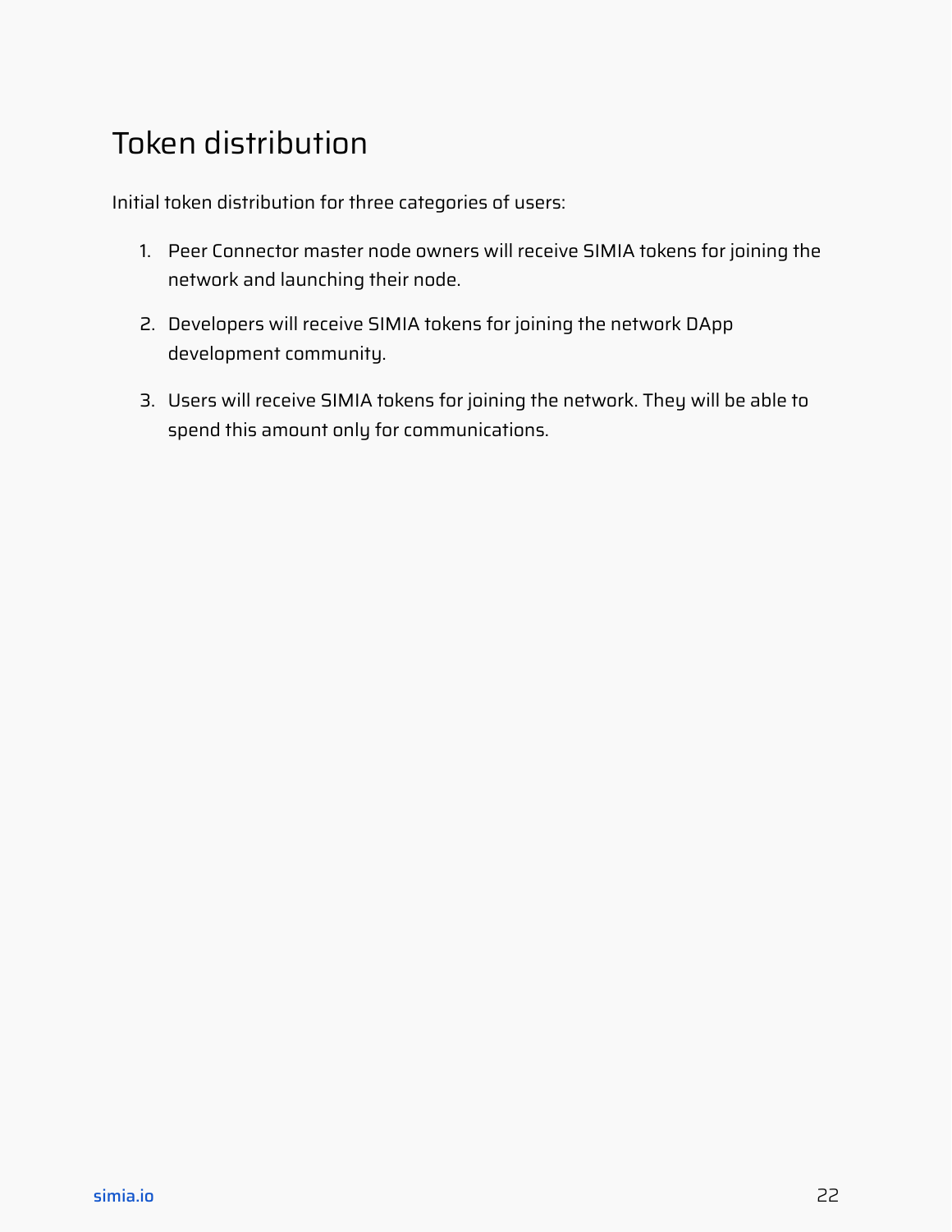# Token distribution

Initial token distribution for three categories of users:

1. Peer Connector master node owners will receive SIMIA tokens for joining the network and launching their node.
2. Developers will receive SIMIA tokens for joining the network DApp development community.
3. Users will receive SIMIA tokens for joining the network. They will be able to spend this amount only for communications.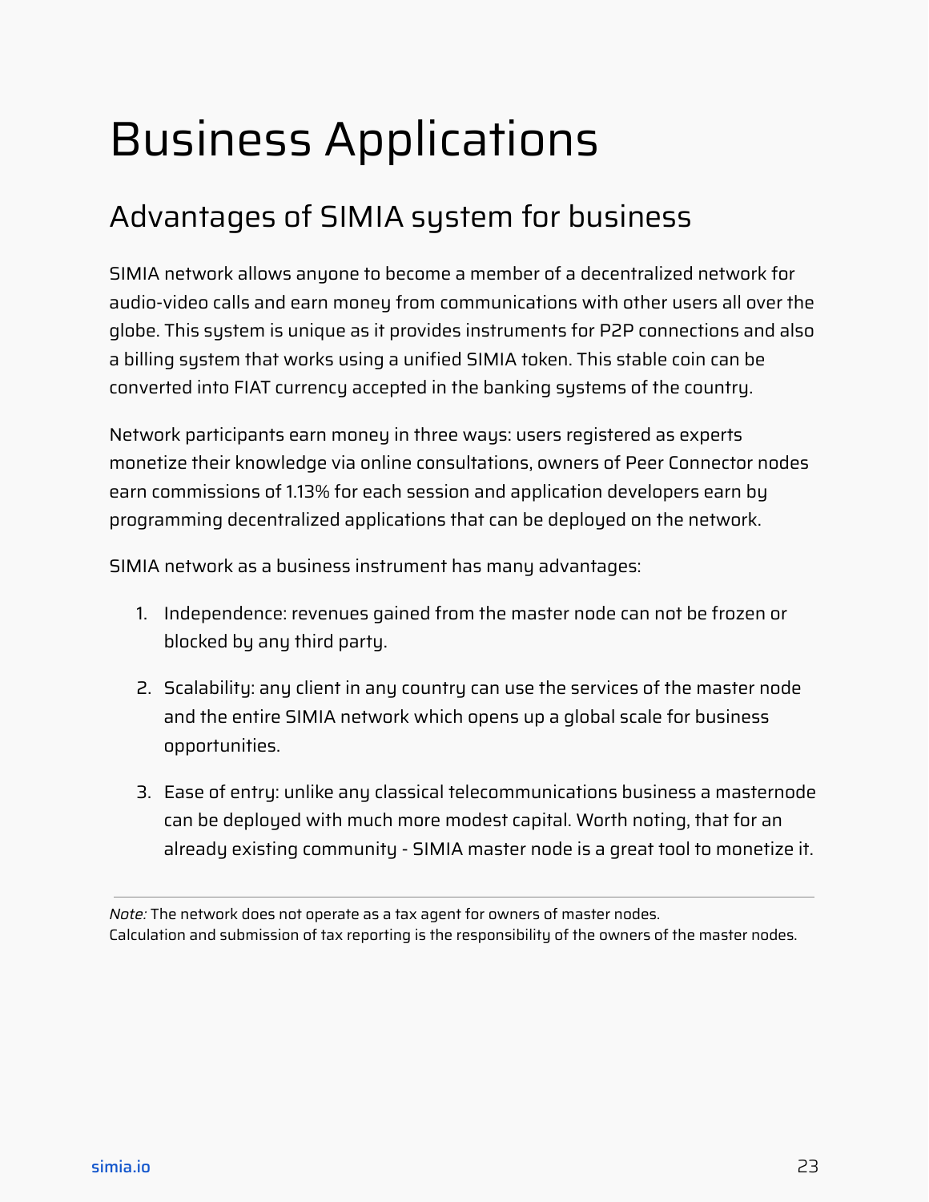# Business Applications

## Advantages of SIMIA system for business

SIMIA network allows anyone to become a member of a decentralized network for audio-video calls and earn money from communications with other users all over the globe. This system is unique as it provides instruments for P2P connections and also a billing system that works using a unified SIMIA token. This stable coin can be converted into FIAT currency accepted in the banking systems of the country.

Network participants earn money in three ways: users registered as experts monetize their knowledge via online consultations, owners of Peer Connector nodes earn commissions of 1.13% for each session and application developers earn by programming decentralized applications that can be deployed on the network.

SIMIA network as a business instrument has many advantages:

1. Independence: revenues gained from the master node can not be frozen or blocked by any third party.
2. Scalability: any client in any country can use the services of the master node and the entire SIMIA network which opens up a global scale for business opportunities.
3. Ease of entry: unlike any classical telecommunications business a masternode can be deployed with much more modest capital. Worth noting, that for an already existing community - SIMIA master node is a great tool to monetize it.

---

*Note:* The network does not operate as a tax agent for owners of master nodes.
Calculation and submission of tax reporting is the responsibility of the owners of the master nodes.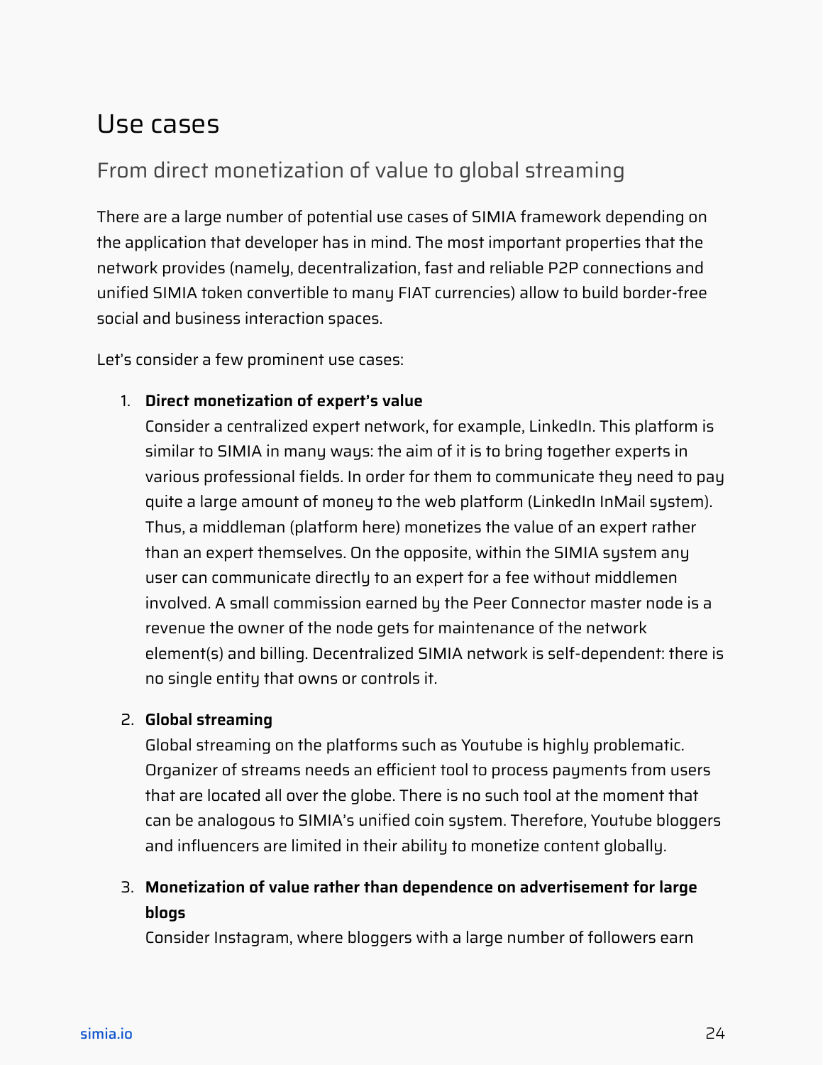# Use cases

## From direct monetization of value to global streaming

There are a large number of potential use cases of SIMIA framework depending on the application that developer has in mind. The most important properties that the network provides (namely, decentralization, fast and reliable P2P connections and unified SIMIA token convertible to many FIAT currencies) allow to build border-free social and business interaction spaces.

Let's consider a few prominent use cases:

1. **Direct monetization of expert's value**
   Consider a centralized expert network, for example, LinkedIn. This platform is similar to SIMIA in many ways: the aim of it is to bring together experts in various professional fields. In order for them to communicate they need to pay quite a large amount of money to the web platform (LinkedIn InMail system). Thus, a middleman (platform here) monetizes the value of an expert rather than an expert themselves. On the opposite, within the SIMIA system any user can communicate directly to an expert for a fee without middlemen involved. A small commission earned by the Peer Connector master node is a revenue the owner of the node gets for maintenance of the network element(s) and billing. Decentralized SIMIA network is self-dependent: there is no single entity that owns or controls it.

2. **Global streaming**
   Global streaming on the platforms such as Youtube is highly problematic. Organizer of streams needs an efficient tool to process payments from users that are located all over the globe. There is no such tool at the moment that can be analogous to SIMIA's unified coin system. Therefore, Youtube bloggers and influencers are limited in their ability to monetize content globally.

3. **Monetization of value rather than dependence on advertisement for large blogs**
   Consider Instagram, where bloggers with a large number of followers earn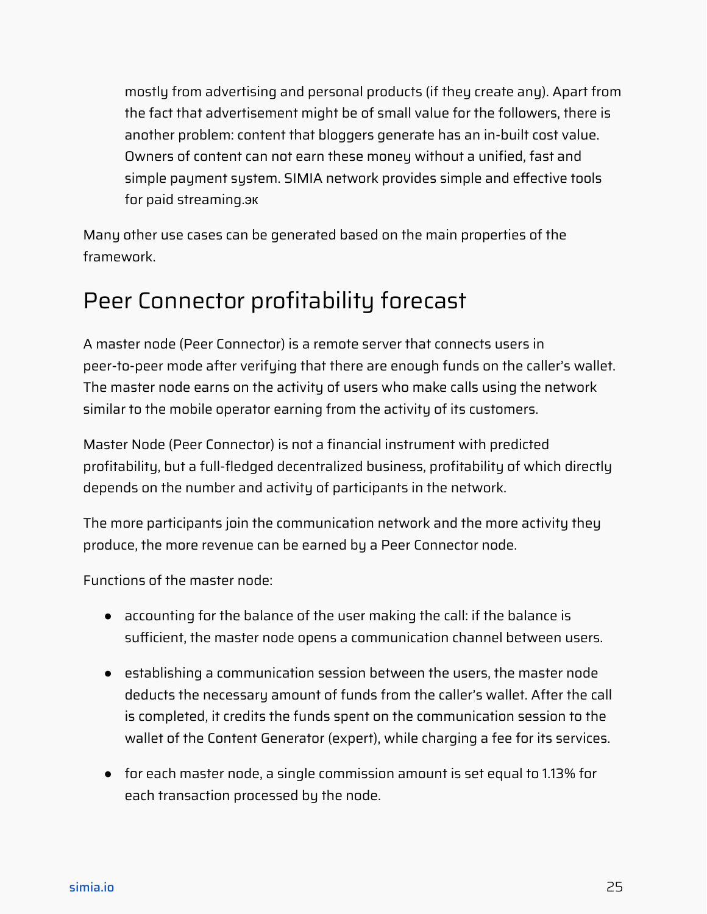mostly from advertising and personal products (if they create any). Apart from the fact that advertisement might be of small value for the followers, there is another problem: content that bloggers generate has an in-built cost value. Owners of content can not earn these money without a unified, fast and simple payment system. SIMIA network provides simple and effective tools for paid streaming.эк

Many other use cases can be generated based on the main properties of the framework.

# Peer Connector profitability forecast

A master node (Peer Connector) is a remote server that connects users in peer-to-peer mode after verifying that there are enough funds on the caller's wallet. The master node earns on the activity of users who make calls using the network similar to the mobile operator earning from the activity of its customers.

Master Node (Peer Connector) is not a financial instrument with predicted profitability, but a full-fledged decentralized business, profitability of which directly depends on the number and activity of participants in the network.

The more participants join the communication network and the more activity they produce, the more revenue can be earned by a Peer Connector node.

Functions of the master node:

- accounting for the balance of the user making the call: if the balance is sufficient, the master node opens a communication channel between users.
- establishing a communication session between the users, the master node deducts the necessary amount of funds from the caller's wallet. After the call is completed, it credits the funds spent on the communication session to the wallet of the Content Generator (expert), while charging a fee for its services.
- for each master node, a single commission amount is set equal to 1.13% for each transaction processed by the node.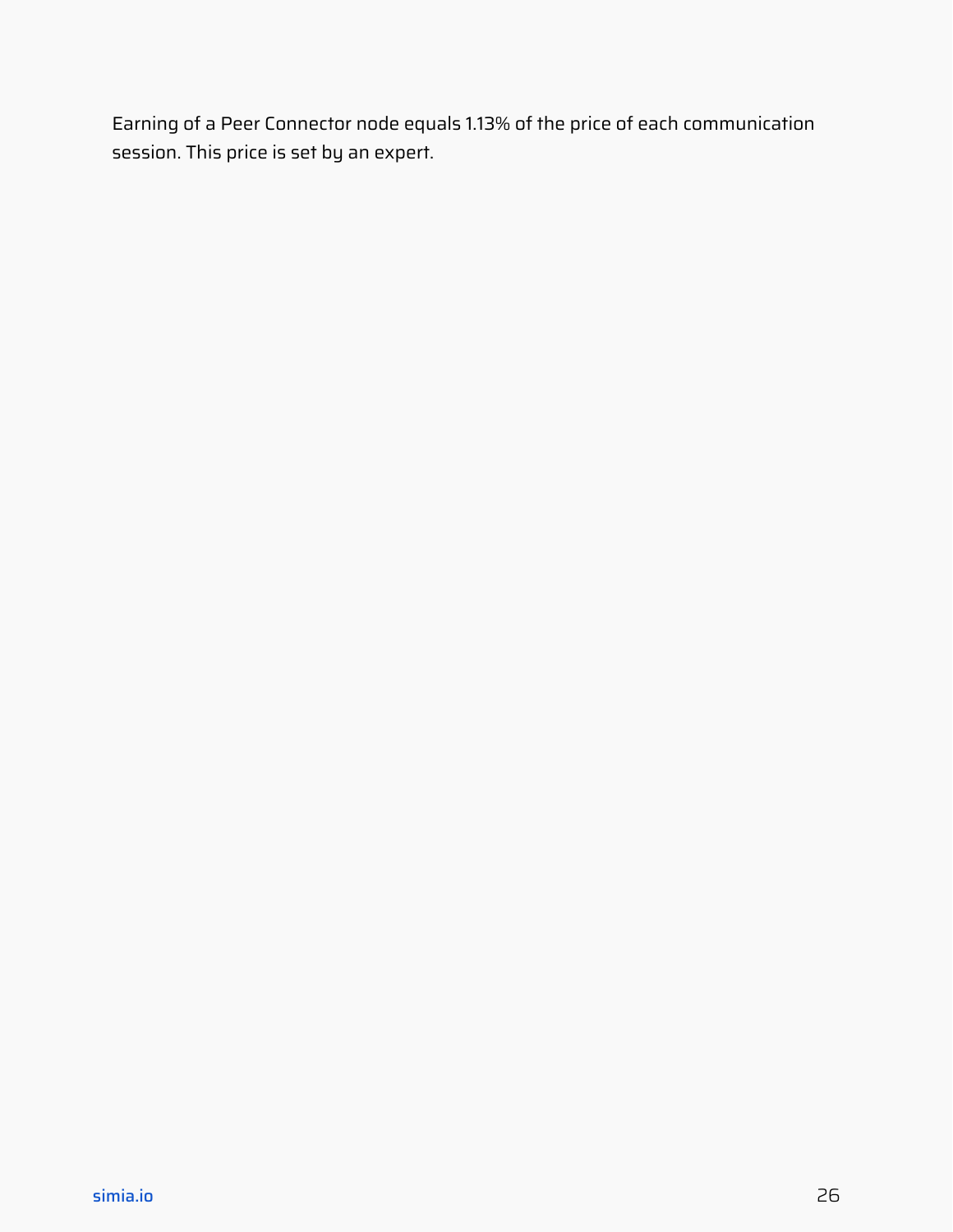Earning of a Peer Connector node equals 1.13% of the price of each communication session. This price is set by an expert.